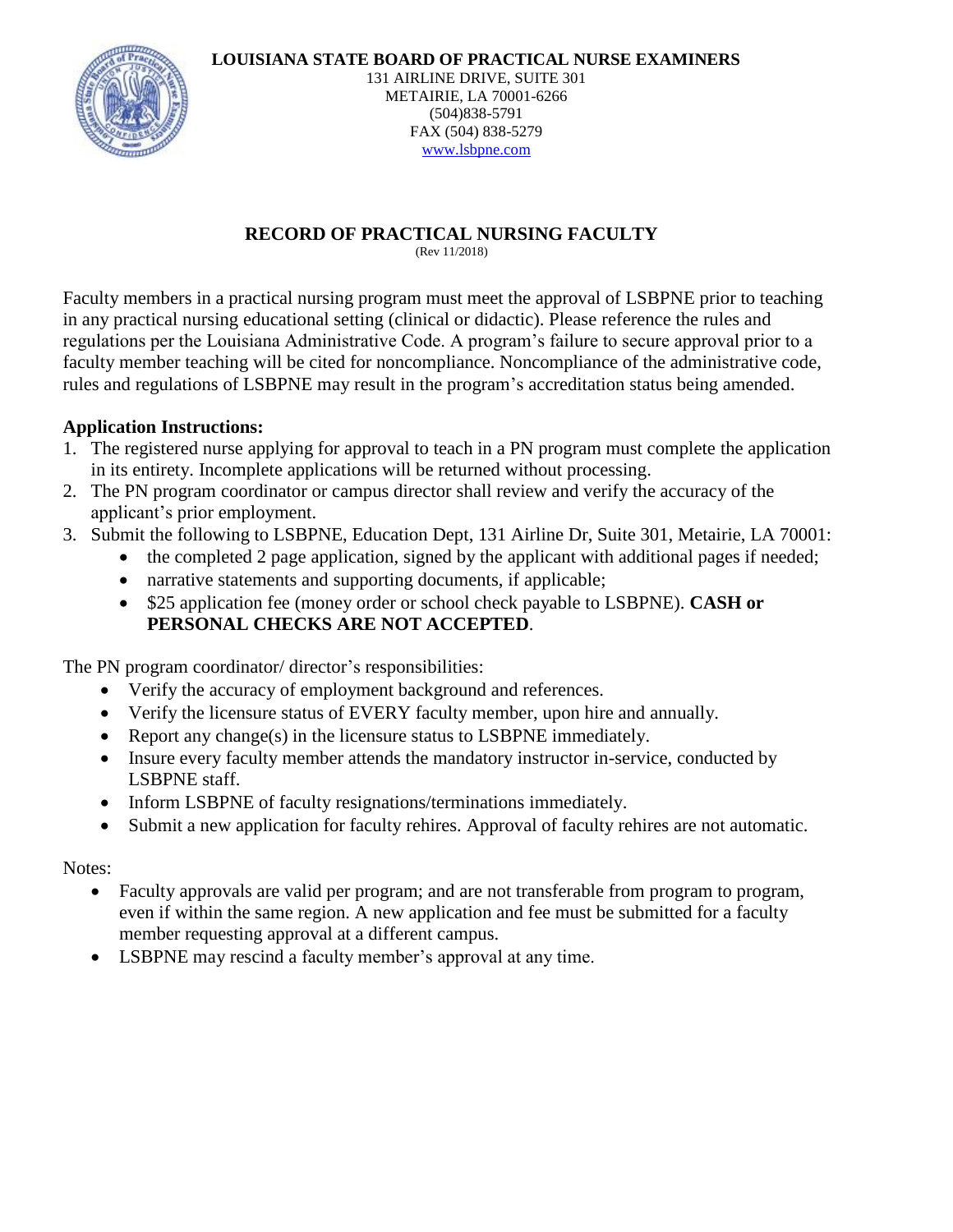**LOUISIANA STATE BOARD OF PRACTICAL NURSE EXAMINERS**
131 AIRLINE DRIVE, SUITE 301
METAIRIE, LA 70001-6266
(504)838-5791
FAX (504) 838-5279
www.lsbpne.com

# RECORD OF PRACTICAL NURSING FACULTY

(Rev 11/2018)

Faculty members in a practical nursing program must meet the approval of LSBPNE prior to teaching in any practical nursing educational setting (clinical or didactic). Please reference the rules and regulations per the Louisiana Administrative Code. A program's failure to secure approval prior to a faculty member teaching will be cited for noncompliance. Noncompliance of the administrative code, rules and regulations of LSBPNE may result in the program's accreditation status being amended.

**Application Instructions:**

1. The registered nurse applying for approval to teach in a PN program must complete the application in its entirety. Incomplete applications will be returned without processing.
2. The PN program coordinator or campus director shall review and verify the accuracy of the applicant's prior employment.
3. Submit the following to LSBPNE, Education Dept, 131 Airline Dr, Suite 301, Metairie, LA 70001:
   - the completed 2 page application, signed by the applicant with additional pages if needed;
   - narrative statements and supporting documents, if applicable;
   - $25 application fee (money order or school check payable to LSBPNE). **CASH or PERSONAL CHECKS ARE NOT ACCEPTED**.

The PN program coordinator/ director's responsibilities:

- Verify the accuracy of employment background and references.
- Verify the licensure status of EVERY faculty member, upon hire and annually.
- Report any change(s) in the licensure status to LSBPNE immediately.
- Insure every faculty member attends the mandatory instructor in-service, conducted by LSBPNE staff.
- Inform LSBPNE of faculty resignations/terminations immediately.
- Submit a new application for faculty rehires. Approval of faculty rehires are not automatic.

Notes:

- Faculty approvals are valid per program; and are not transferable from program to program, even if within the same region. A new application and fee must be submitted for a faculty member requesting approval at a different campus.
- LSBPNE may rescind a faculty member's approval at any time.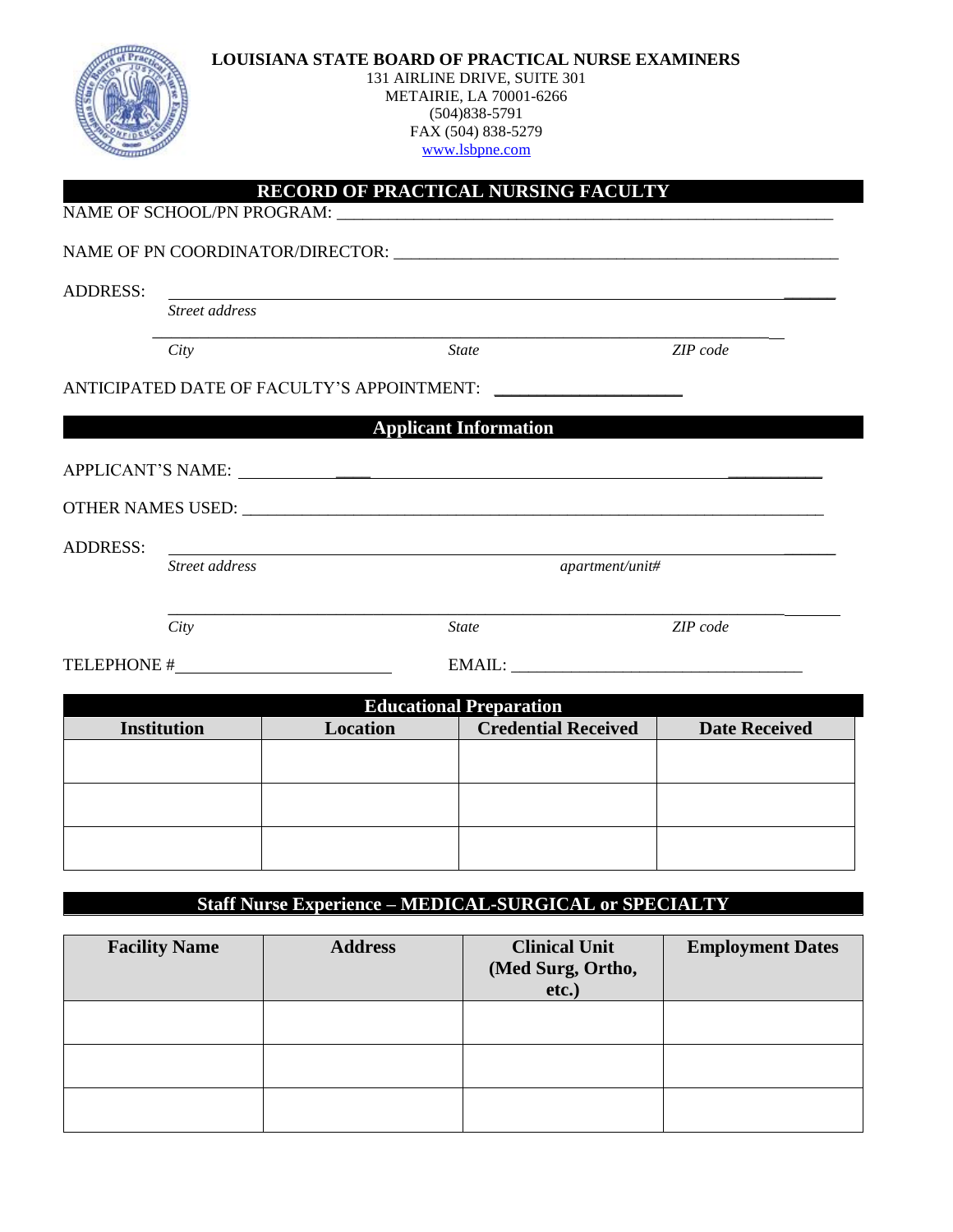**LOUISIANA STATE BOARD OF PRACTICAL NURSE EXAMINERS**
131 AIRLINE DRIVE, SUITE 301
METAIRIE, LA 70001-6266
(504)838-5791
FAX (504) 838-5279
www.lsbpne.com

## RECORD OF PRACTICAL NURSING FACULTY

NAME OF SCHOOL/PN PROGRAM: ___________________________________________________________

NAME OF PN COORDINATOR/DIRECTOR: ____________________________________________________

ADDRESS: ____________________________________________________________________________
*Street address*

_____________________________________________________________________________________
*City* *State* *ZIP code*

ANTICIPATED DATE OF FACULTY'S APPOINTMENT: ____________________

## Applicant Information

APPLICANT'S NAME: ___________________________________________________________________

OTHER NAMES USED: ___________________________________________________________________

ADDRESS: ____________________________________________________________________________
*Street address* *apartment/unit#*

_____________________________________________________________________________________
*City* *State* *ZIP code*

TELEPHONE # ________________________ EMAIL: ________________________________

## Educational Preparation

| Institution | Location | Credential Received | Date Received |
|---|---|---|---|
| | | | |
| | | | |
| | | | |

## Staff Nurse Experience – MEDICAL-SURGICAL or SPECIALTY

| Facility Name | Address | Clinical Unit (Med Surg, Ortho, etc.) | Employment Dates |
|---|---|---|---|
| | | | |
| | | | |
| | | | |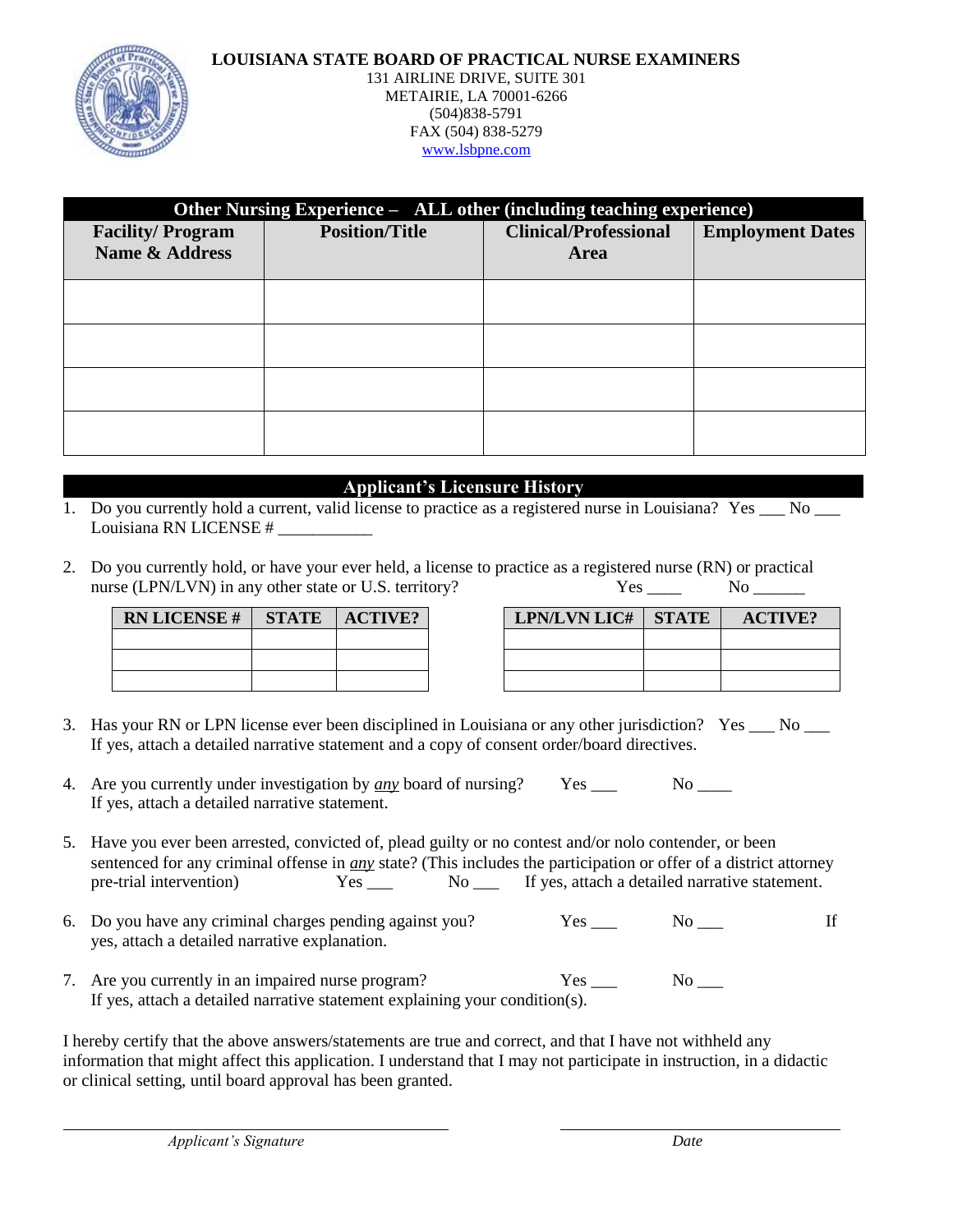**LOUISIANA STATE BOARD OF PRACTICAL NURSE EXAMINERS**
131 AIRLINE DRIVE, SUITE 301
METAIRIE, LA 70001-6266
(504)838-5791
FAX (504) 838-5279
www.lsbpne.com

| **Other Nursing Experience – ALL other (including teaching experience)** | | | |
|---|---|---|---|
| **Facility/ Program Name & Address** | **Position/Title** | **Clinical/Professional Area** | **Employment Dates** |
| | | | |
| | | | |
| | | | |
| | | | |

## Applicant's Licensure History

1. Do you currently hold a current, valid license to practice as a registered nurse in Louisiana? Yes ___ No ___
   Louisiana RN LICENSE # ___________

2. Do you currently hold, or have your ever held, a license to practice as a registered nurse (RN) or practical nurse (LPN/LVN) in any other state or U.S. territory? Yes ____ No ______

| RN LICENSE # | STATE | ACTIVE? |
|---|---|---|
| | | |
| | | |
| | | |

| LPN/LVN LIC# | STATE | ACTIVE? |
|---|---|---|
| | | |
| | | |
| | | |

3. Has your RN or LPN license ever been disciplined in Louisiana or any other jurisdiction? Yes ___ No ___
   If yes, attach a detailed narrative statement and a copy of consent order/board directives.

4. Are you currently under investigation by *any* board of nursing? Yes ___ No ____
   If yes, attach a detailed narrative statement.

5. Have you ever been arrested, convicted of, plead guilty or no contest and/or nolo contender, or been sentenced for any criminal offense in *any* state? (This includes the participation or offer of a district attorney pre-trial intervention) Yes ___ No ___ If yes, attach a detailed narrative statement.

6. Do you have any criminal charges pending against you? Yes ___ No ___ If yes, attach a detailed narrative explanation.

7. Are you currently in an impaired nurse program? Yes ___ No ___
   If yes, attach a detailed narrative statement explaining your condition(s).

I hereby certify that the above answers/statements are true and correct, and that I have not withheld any information that might affect this application. I understand that I may not participate in instruction, in a didactic or clinical setting, until board approval has been granted.

_________________________________ *Applicant's Signature*

_________________________________ *Date*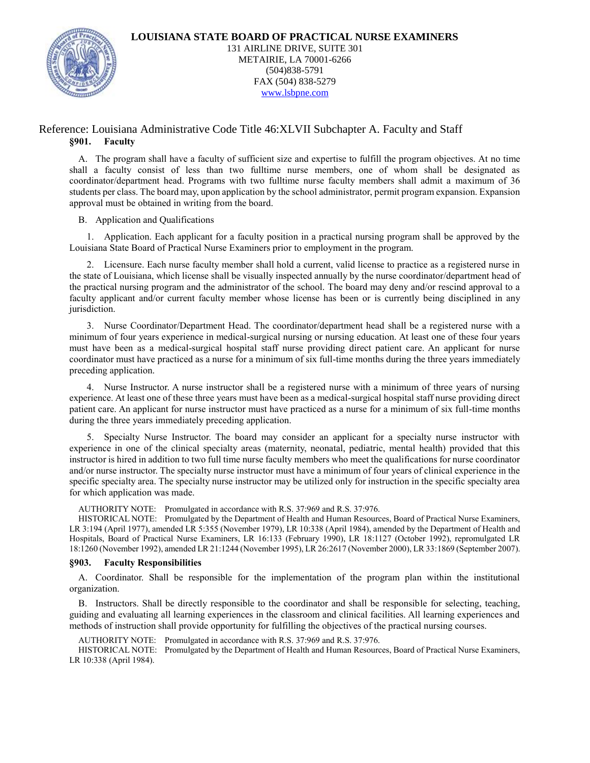**LOUISIANA STATE BOARD OF PRACTICAL NURSE EXAMINERS**
131 AIRLINE DRIVE, SUITE 301
METAIRIE, LA 70001-6266
(504)838-5791
FAX (504) 838-5279
www.lsbpne.com

## Reference: Louisiana Administrative Code Title 46:XLVII Subchapter A. Faculty and Staff

### §901. Faculty

A. The program shall have a faculty of sufficient size and expertise to fulfill the program objectives. At no time shall a faculty consist of less than two fulltime nurse members, one of whom shall be designated as coordinator/department head. Programs with two fulltime nurse faculty members shall admit a maximum of 36 students per class. The board may, upon application by the school administrator, permit program expansion. Expansion approval must be obtained in writing from the board.

B. Application and Qualifications

1. Application. Each applicant for a faculty position in a practical nursing program shall be approved by the Louisiana State Board of Practical Nurse Examiners prior to employment in the program.

2. Licensure. Each nurse faculty member shall hold a current, valid license to practice as a registered nurse in the state of Louisiana, which license shall be visually inspected annually by the nurse coordinator/department head of the practical nursing program and the administrator of the school. The board may deny and/or rescind approval to a faculty applicant and/or current faculty member whose license has been or is currently being disciplined in any jurisdiction.

3. Nurse Coordinator/Department Head. The coordinator/department head shall be a registered nurse with a minimum of four years experience in medical-surgical nursing or nursing education. At least one of these four years must have been as a medical-surgical hospital staff nurse providing direct patient care. An applicant for nurse coordinator must have practiced as a nurse for a minimum of six full-time months during the three years immediately preceding application.

4. Nurse Instructor. A nurse instructor shall be a registered nurse with a minimum of three years of nursing experience. At least one of these three years must have been as a medical-surgical hospital staff nurse providing direct patient care. An applicant for nurse instructor must have practiced as a nurse for a minimum of six full-time months during the three years immediately preceding application.

5. Specialty Nurse Instructor. The board may consider an applicant for a specialty nurse instructor with experience in one of the clinical specialty areas (maternity, neonatal, pediatric, mental health) provided that this instructor is hired in addition to two full time nurse faculty members who meet the qualifications for nurse coordinator and/or nurse instructor. The specialty nurse instructor must have a minimum of four years of clinical experience in the specific specialty area. The specialty nurse instructor may be utilized only for instruction in the specific specialty area for which application was made.

AUTHORITY NOTE: Promulgated in accordance with R.S. 37:969 and R.S. 37:976.

HISTORICAL NOTE: Promulgated by the Department of Health and Human Resources, Board of Practical Nurse Examiners, LR 3:194 (April 1977), amended LR 5:355 (November 1979), LR 10:338 (April 1984), amended by the Department of Health and Hospitals, Board of Practical Nurse Examiners, LR 16:133 (February 1990), LR 18:1127 (October 1992), repromulgated LR 18:1260 (November 1992), amended LR 21:1244 (November 1995), LR 26:2617 (November 2000), LR 33:1869 (September 2007).

### §903. Faculty Responsibilities

A. Coordinator. Shall be responsible for the implementation of the program plan within the institutional organization.

B. Instructors. Shall be directly responsible to the coordinator and shall be responsible for selecting, teaching, guiding and evaluating all learning experiences in the classroom and clinical facilities. All learning experiences and methods of instruction shall provide opportunity for fulfilling the objectives of the practical nursing courses.

AUTHORITY NOTE: Promulgated in accordance with R.S. 37:969 and R.S. 37:976.

HISTORICAL NOTE: Promulgated by the Department of Health and Human Resources, Board of Practical Nurse Examiners, LR 10:338 (April 1984).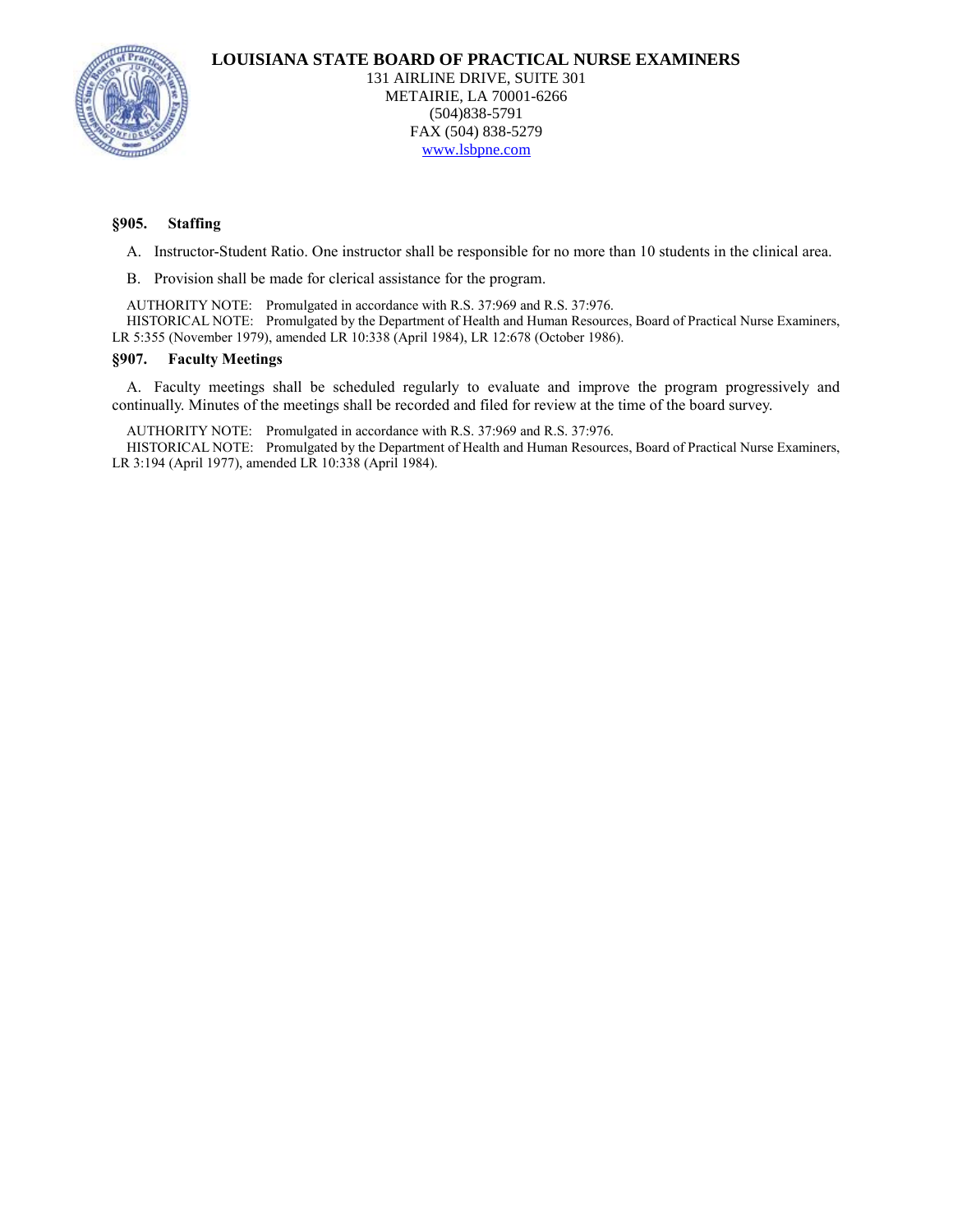**LOUISIANA STATE BOARD OF PRACTICAL NURSE EXAMINERS**
131 AIRLINE DRIVE, SUITE 301
METAIRIE, LA 70001-6266
(504)838-5791
FAX (504) 838-5279
www.lsbpne.com

### §905. Staffing

A. Instructor-Student Ratio. One instructor shall be responsible for no more than 10 students in the clinical area.

B. Provision shall be made for clerical assistance for the program.

AUTHORITY NOTE: Promulgated in accordance with R.S. 37:969 and R.S. 37:976.
HISTORICAL NOTE: Promulgated by the Department of Health and Human Resources, Board of Practical Nurse Examiners, LR 5:355 (November 1979), amended LR 10:338 (April 1984), LR 12:678 (October 1986).

### §907. Faculty Meetings

A. Faculty meetings shall be scheduled regularly to evaluate and improve the program progressively and continually. Minutes of the meetings shall be recorded and filed for review at the time of the board survey.

AUTHORITY NOTE: Promulgated in accordance with R.S. 37:969 and R.S. 37:976.
HISTORICAL NOTE: Promulgated by the Department of Health and Human Resources, Board of Practical Nurse Examiners, LR 3:194 (April 1977), amended LR 10:338 (April 1984).